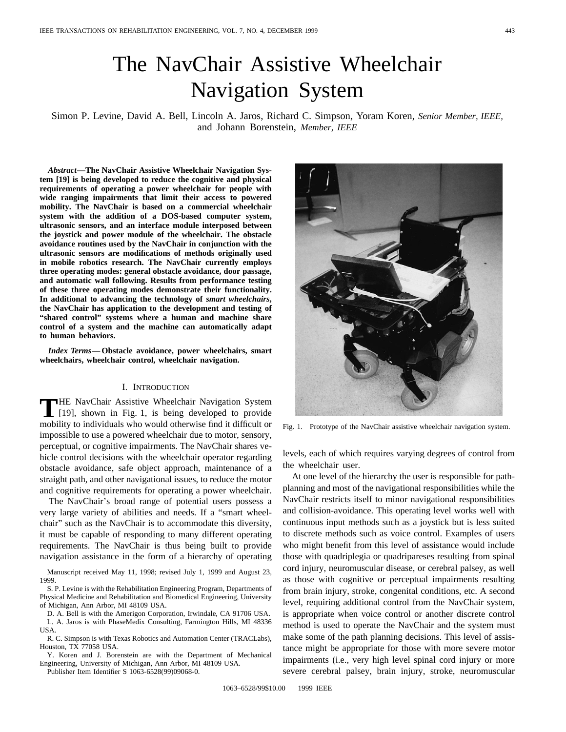# The NavChair Assistive Wheelchair Navigation System

Simon P. Levine, David A. Bell, Lincoln A. Jaros, Richard C. Simpson, Yoram Koren, *Senior Member, IEEE,* and Johann Borenstein, *Member, IEEE*

***Abstract*—The NavChair Assistive Wheelchair Navigation System [19] is being developed to reduce the cognitive and physical requirements of operating a power wheelchair for people with wide ranging impairments that limit their access to powered mobility. The NavChair is based on a commercial wheelchair system with the addition of a DOS-based computer system, ultrasonic sensors, and an interface module interposed between the joystick and power module of the wheelchair. The obstacle avoidance routines used by the NavChair in conjunction with the ultrasonic sensors are modifications of methods originally used in mobile robotics research. The NavChair currently employs three operating modes: general obstacle avoidance, door passage, and automatic wall following. Results from performance testing of these three operating modes demonstrate their functionality. In additional to advancing the technology of *smart wheelchairs*, the NavChair has application to the development and testing of "shared control" systems where a human and machine share control of a system and the machine can automatically adapt to human behaviors.**

***Index Terms*— Obstacle avoidance, power wheelchairs, smart wheelchairs, wheelchair control, wheelchair navigation.**

## I. Introduction

The NavChair Assistive Wheelchair Navigation System [19], shown in Fig. 1, is being developed to provide mobility to individuals who would otherwise find it difficult or impossible to use a powered wheelchair due to motor, sensory, perceptual, or cognitive impairments. The NavChair shares vehicle control decisions with the wheelchair operator regarding obstacle avoidance, safe object approach, maintenance of a straight path, and other navigational issues, to reduce the motor and cognitive requirements for operating a power wheelchair.

The NavChair's broad range of potential users possess a very large variety of abilities and needs. If a "smart wheelchair" such as the NavChair is to accommodate this diversity, it must be capable of responding to many different operating requirements. The NavChair is thus being built to provide navigation assistance in the form of a hierarchy of operating levels, each of which requires varying degrees of control from the wheelchair user.

Fig. 1. Prototype of the NavChair assistive wheelchair navigation system.

At one level of the hierarchy the user is responsible for path-planning and most of the navigational responsibilities while the NavChair restricts itself to minor navigational responsibilities and collision-avoidance. This operating level works well with continuous input methods such as a joystick but is less suited to discrete methods such as voice control. Examples of users who might benefit from this level of assistance would include those with quadriplegia or quadripareses resulting from spinal cord injury, neuromuscular disease, or cerebral palsey, as well as those with cognitive or perceptual impairments resulting from brain injury, stroke, congenital conditions, etc. A second level, requiring additional control from the NavChair system, is appropriate when voice control or another discrete control method is used to operate the NavChair and the system must make some of the path planning decisions. This level of assistance might be appropriate for those with more severe motor impairments (i.e., very high level spinal cord injury or more severe cerebral palsey, brain injury, stroke, neuromuscular

Manuscript received May 11, 1998; revised July 1, 1999 and August 23, 1999.

S. P. Levine is with the Rehabilitation Engineering Program, Departments of Physical Medicine and Rehabilitation and Biomedical Engineering, University of Michigan, Ann Arbor, MI 48109 USA.

D. A. Bell is with the Amerigon Corporation, Irwindale, CA 91706 USA.

L. A. Jaros is with PhaseMedix Consulting, Farmington Hills, MI 48336 USA.

R. C. Simpson is with Texas Robotics and Automation Center (TRACLabs), Houston, TX 77058 USA.

Y. Koren and J. Borenstein are with the Department of Mechanical Engineering, University of Michigan, Ann Arbor, MI 48109 USA.

Publisher Item Identifier S 1063-6528(99)09068-0.

1063–6528/99$10.00 © 1999 IEEE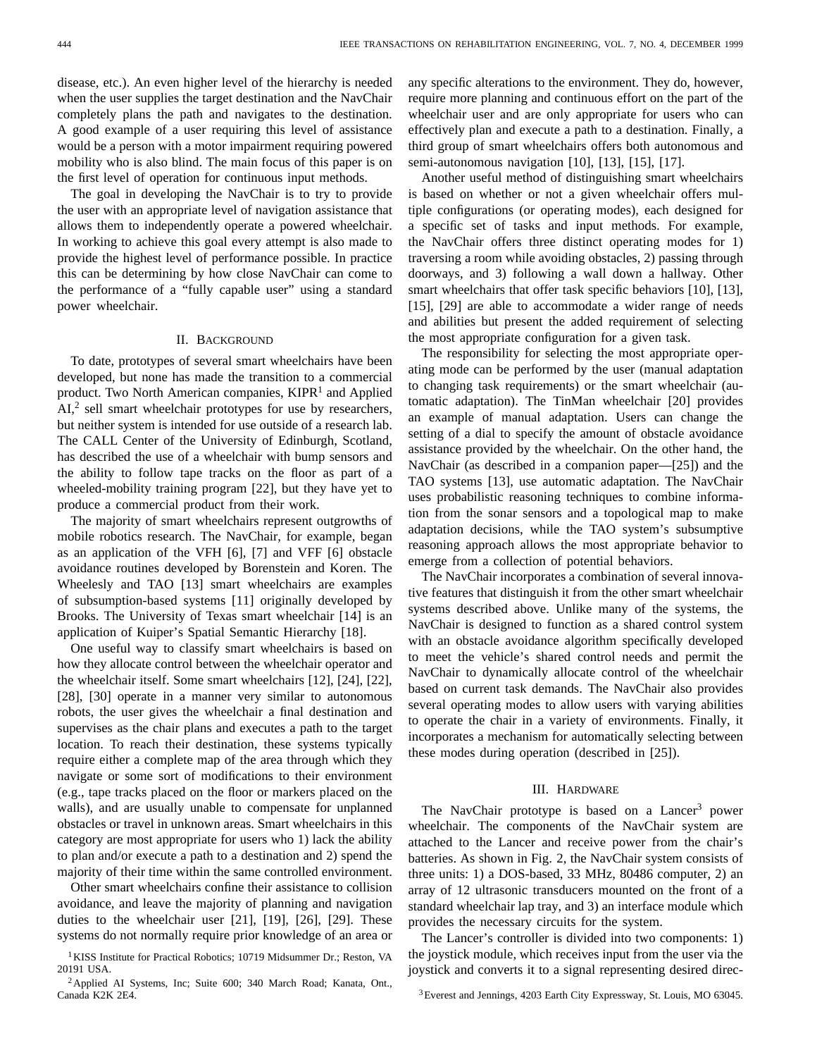disease, etc.). An even higher level of the hierarchy is needed when the user supplies the target destination and the NavChair completely plans the path and navigates to the destination. A good example of a user requiring this level of assistance would be a person with a motor impairment requiring powered mobility who is also blind. The main focus of this paper is on the first level of operation for continuous input methods.

The goal in developing the NavChair is to try to provide the user with an appropriate level of navigation assistance that allows them to independently operate a powered wheelchair. In working to achieve this goal every attempt is also made to provide the highest level of performance possible. In practice this can be determining by how close NavChair can come to the performance of a "fully capable user" using a standard power wheelchair.

## II. Background

To date, prototypes of several smart wheelchairs have been developed, but none has made the transition to a commercial product. Two North American companies, KIPR[1] and Applied AI,[2] sell smart wheelchair prototypes for use by researchers, but neither system is intended for use outside of a research lab. The CALL Center of the University of Edinburgh, Scotland, has described the use of a wheelchair with bump sensors and the ability to follow tape tracks on the floor as part of a wheeled-mobility training program [22], but they have yet to produce a commercial product from their work.

The majority of smart wheelchairs represent outgrowths of mobile robotics research. The NavChair, for example, began as an application of the VFH [6], [7] and VFF [6] obstacle avoidance routines developed by Borenstein and Koren. The Wheelesly and TAO [13] smart wheelchairs are examples of subsumption-based systems [11] originally developed by Brooks. The University of Texas smart wheelchair [14] is an application of Kuiper's Spatial Semantic Hierarchy [18].

One useful way to classify smart wheelchairs is based on how they allocate control between the wheelchair operator and the wheelchair itself. Some smart wheelchairs [12], [24], [22], [28], [30] operate in a manner very similar to autonomous robots, the user gives the wheelchair a final destination and supervises as the chair plans and executes a path to the target location. To reach their destination, these systems typically require either a complete map of the area through which they navigate or some sort of modifications to their environment (e.g., tape tracks placed on the floor or markers placed on the walls), and are usually unable to compensate for unplanned obstacles or travel in unknown areas. Smart wheelchairs in this category are most appropriate for users who 1) lack the ability to plan and/or execute a path to a destination and 2) spend the majority of their time within the same controlled environment.

Other smart wheelchairs confine their assistance to collision avoidance, and leave the majority of planning and navigation duties to the wheelchair user [21], [19], [26], [29]. These systems do not normally require prior knowledge of an area or any specific alterations to the environment. They do, however, require more planning and continuous effort on the part of the wheelchair user and are only appropriate for users who can effectively plan and execute a path to a destination. Finally, a third group of smart wheelchairs offers both autonomous and semi-autonomous navigation [10], [13], [15], [17].

Another useful method of distinguishing smart wheelchairs is based on whether or not a given wheelchair offers multiple configurations (or operating modes), each designed for a specific set of tasks and input methods. For example, the NavChair offers three distinct operating modes for 1) traversing a room while avoiding obstacles, 2) passing through doorways, and 3) following a wall down a hallway. Other smart wheelchairs that offer task specific behaviors [10], [13], [15], [29] are able to accommodate a wider range of needs and abilities but present the added requirement of selecting the most appropriate configuration for a given task.

The responsibility for selecting the most appropriate operating mode can be performed by the user (manual adaptation to changing task requirements) or the smart wheelchair (automatic adaptation). The TinMan wheelchair [20] provides an example of manual adaptation. Users can change the setting of a dial to specify the amount of obstacle avoidance assistance provided by the wheelchair. On the other hand, the NavChair (as described in a companion paper—[25]) and the TAO systems [13], use automatic adaptation. The NavChair uses probabilistic reasoning techniques to combine information from the sonar sensors and a topological map to make adaptation decisions, while the TAO system's subsumptive reasoning approach allows the most appropriate behavior to emerge from a collection of potential behaviors.

The NavChair incorporates a combination of several innovative features that distinguish it from the other smart wheelchair systems described above. Unlike many of the systems, the NavChair is designed to function as a shared control system with an obstacle avoidance algorithm specifically developed to meet the vehicle's shared control needs and permit the NavChair to dynamically allocate control of the wheelchair based on current task demands. The NavChair also provides several operating modes to allow users with varying abilities to operate the chair in a variety of environments. Finally, it incorporates a mechanism for automatically selecting between these modes during operation (described in [25]).

## III. Hardware

The NavChair prototype is based on a Lancer[3] power wheelchair. The components of the NavChair system are attached to the Lancer and receive power from the chair's batteries. As shown in Fig. 2, the NavChair system consists of three units: 1) a DOS-based, 33 MHz, 80486 computer, 2) an array of 12 ultrasonic transducers mounted on the front of a standard wheelchair lap tray, and 3) an interface module which provides the necessary circuits for the system.

The Lancer's controller is divided into two components: 1) the joystick module, which receives input from the user via the joystick and converts it to a signal representing desired direc-

[1] KISS Institute for Practical Robotics; 10719 Midsummer Dr.; Reston, VA 20191 USA.

[2] Applied AI Systems, Inc; Suite 600; 340 March Road; Kanata, Ont., Canada K2K 2E4.

[3] Everest and Jennings, 4203 Earth City Expressway, St. Louis, MO 63045.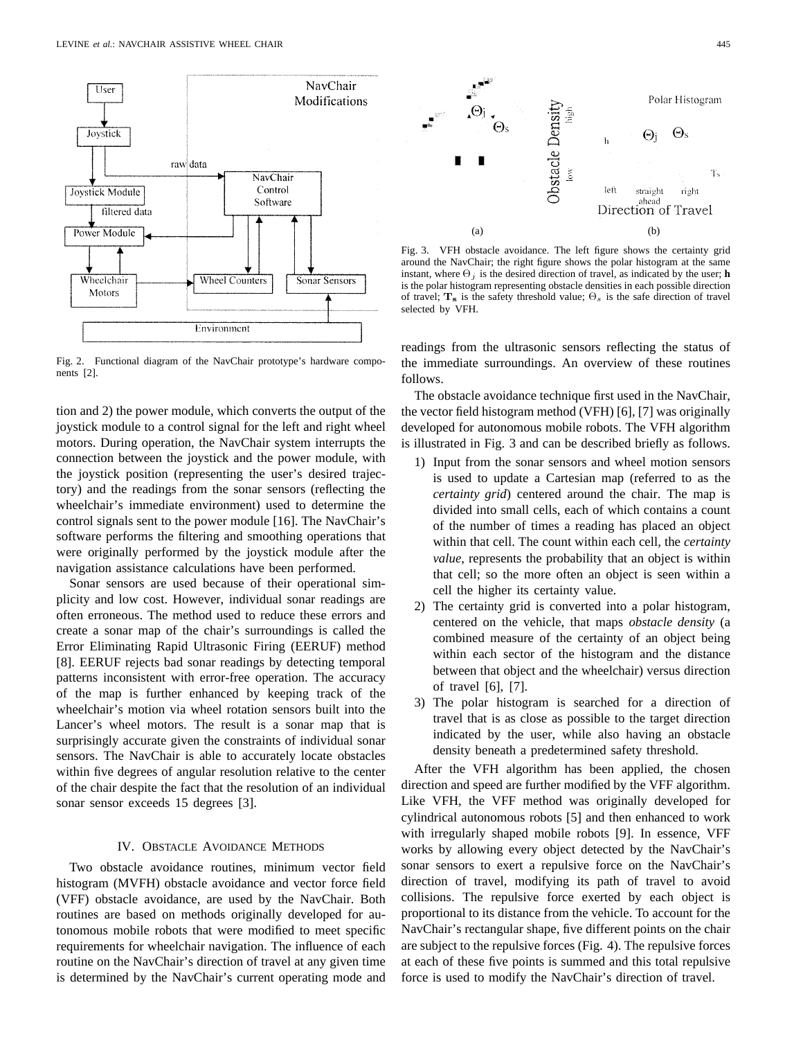User

Joystick

Joystick Module

filtered data

Power Module

Wheelchair Motors

raw data

NavChair Modifications

NavChair Control Software

Wheel Counters

Sonar Sensors

Environment

Fig. 2. Functional diagram of the NavChair prototype's hardware components [2].

tion and 2) the power module, which converts the output of the joystick module to a control signal for the left and right wheel motors. During operation, the NavChair system interrupts the connection between the joystick and the power module, with the joystick position (representing the user's desired trajectory) and the readings from the sonar sensors (reflecting the wheelchair's immediate environment) used to determine the control signals sent to the power module [16]. The NavChair's software performs the filtering and smoothing operations that were originally performed by the joystick module after the navigation assistance calculations have been performed.

Sonar sensors are used because of their operational simplicity and low cost. However, individual sonar readings are often erroneous. The method used to reduce these errors and create a sonar map of the chair's surroundings is called the Error Eliminating Rapid Ultrasonic Firing (EERUF) method [8]. EERUF rejects bad sonar readings by detecting temporal patterns inconsistent with error-free operation. The accuracy of the map is further enhanced by keeping track of the wheelchair's motion via wheel rotation sensors built into the Lancer's wheel motors. The result is a sonar map that is surprisingly accurate given the constraints of individual sonar sensors. The NavChair is able to accurately locate obstacles within five degrees of angular resolution relative to the center of the chair despite the fact that the resolution of an individual sonar sensor exceeds 15 degrees [3].

## IV. Obstacle Avoidance Methods

Two obstacle avoidance routines, minimum vector field histogram (MVFH) obstacle avoidance and vector force field (VFF) obstacle avoidance, are used by the NavChair. Both routines are based on methods originally developed for autonomous mobile robots that were modified to meet specific requirements for wheelchair navigation. The influence of each routine on the NavChair's direction of travel at any given time is determined by the NavChair's current operating mode and

$\Theta_j$

$\Theta_s$

Polar Histogram

Obstacle Density

high

low

h

$\Theta_j$ $\Theta_s$

Ts

left straight ahead right

Direction of Travel

(a)

(b)

Fig. 3. VFH obstacle avoidance. The left figure shows the certainty grid around the NavChair; the right figure shows the polar histogram at the same instant, where $\Theta_j$ is the desired direction of travel, as indicated by the user; **h** is the polar histogram representing obstacle densities in each possible direction of travel; $\mathbf{T_s}$ is the safety threshold value; $\Theta_s$ is the safe direction of travel selected by VFH.

readings from the ultrasonic sensors reflecting the status of the immediate surroundings. An overview of these routines follows.

The obstacle avoidance technique first used in the NavChair, the vector field histogram method (VFH) [6], [7] was originally developed for autonomous mobile robots. The VFH algorithm is illustrated in Fig. 3 and can be described briefly as follows.

1) Input from the sonar sensors and wheel motion sensors is used to update a Cartesian map (referred to as the *certainty grid*) centered around the chair. The map is divided into small cells, each of which contains a count of the number of times a reading has placed an object within that cell. The count within each cell, the *certainty value*, represents the probability that an object is within that cell; so the more often an object is seen within a cell the higher its certainty value.
2) The certainty grid is converted into a polar histogram, centered on the vehicle, that maps *obstacle density* (a combined measure of the certainty of an object being within each sector of the histogram and the distance between that object and the wheelchair) versus direction of travel [6], [7].
3) The polar histogram is searched for a direction of travel that is as close as possible to the target direction indicated by the user, while also having an obstacle density beneath a predetermined safety threshold.

After the VFH algorithm has been applied, the chosen direction and speed are further modified by the VFF algorithm. Like VFH, the VFF method was originally developed for cylindrical autonomous robots [5] and then enhanced to work with irregularly shaped mobile robots [9]. In essence, VFF works by allowing every object detected by the NavChair's sonar sensors to exert a repulsive force on the NavChair's direction of travel, modifying its path of travel to avoid collisions. The repulsive force exerted by each object is proportional to its distance from the vehicle. To account for the NavChair's rectangular shape, five different points on the chair are subject to the repulsive forces (Fig. 4). The repulsive forces at each of these five points is summed and this total repulsive force is used to modify the NavChair's direction of travel.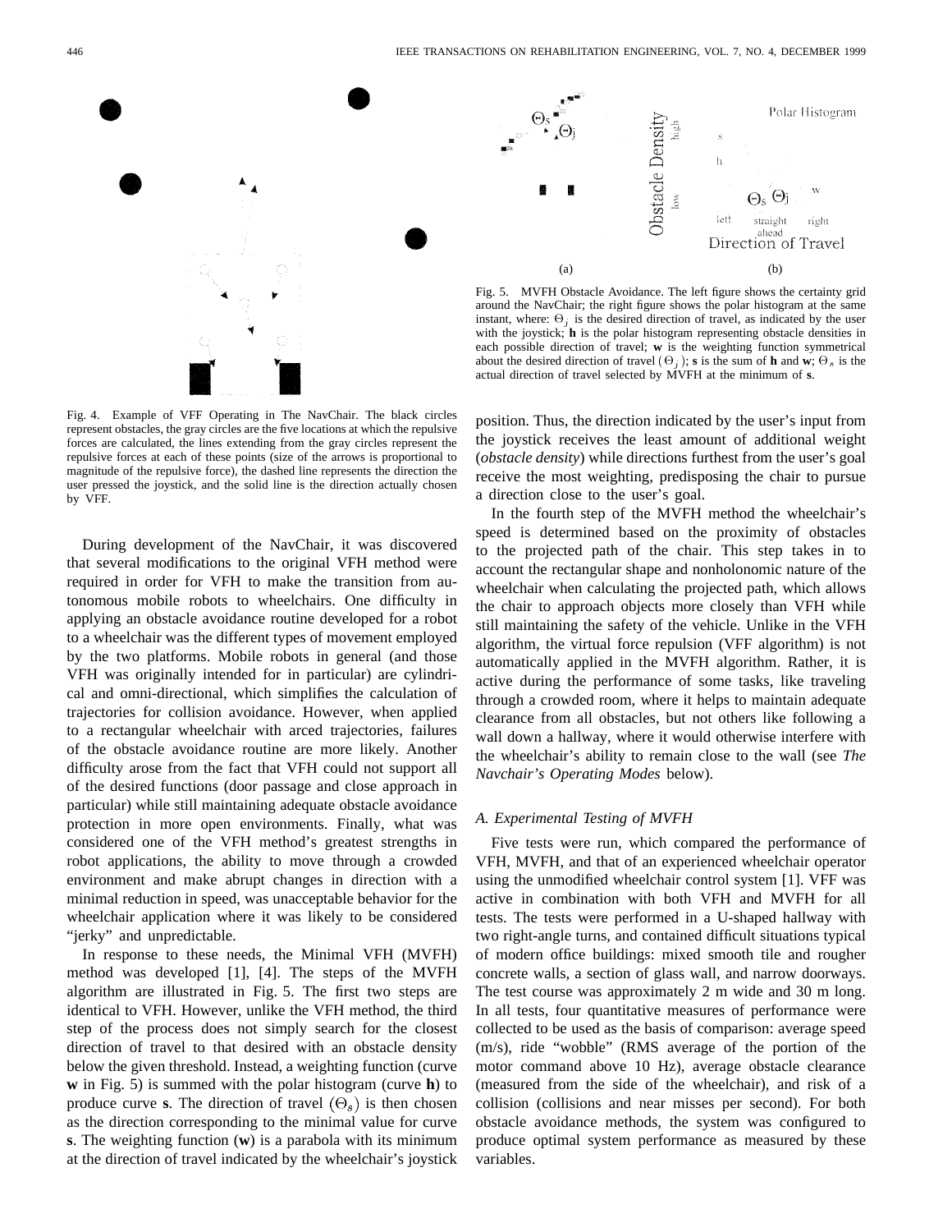Fig. 4. Example of VFF Operating in The NavChair. The black circles represent obstacles, the gray circles are the five locations at which the repulsive forces are calculated, the lines extending from the gray circles represent the repulsive forces at each of these points (size of the arrows is proportional to magnitude of the repulsive force), the dashed line represents the direction the user pressed the joystick, and the solid line is the direction actually chosen by VFF.

$\Theta_s$

$\Theta_j$

Polar Histogram

Obstacle Density

high

low

s

h

w

$\Theta_s$ $\Theta_j$

left

straight ahead

right

Direction of Travel

(a)

(b)

Fig. 5. MVFH Obstacle Avoidance. The left figure shows the certainty grid around the NavChair; the right figure shows the polar histogram at the same instant, where: $\Theta_j$ is the desired direction of travel, as indicated by the user with the joystick; **h** is the polar histogram representing obstacle densities in each possible direction of travel; **w** is the weighting function symmetrical about the desired direction of travel $(\Theta_j)$; **s** is the sum of **h** and **w**; $\Theta_s$ is the actual direction of travel selected by MVFH at the minimum of **s**.

During development of the NavChair, it was discovered that several modifications to the original VFH method were required in order for VFH to make the transition from autonomous mobile robots to wheelchairs. One difficulty in applying an obstacle avoidance routine developed for a robot to a wheelchair was the different types of movement employed by the two platforms. Mobile robots in general (and those VFH was originally intended for in particular) are cylindrical and omni-directional, which simplifies the calculation of trajectories for collision avoidance. However, when applied to a rectangular wheelchair with arced trajectories, failures of the obstacle avoidance routine are more likely. Another difficulty arose from the fact that VFH could not support all of the desired functions (door passage and close approach in particular) while still maintaining adequate obstacle avoidance protection in more open environments. Finally, what was considered one of the VFH method's greatest strengths in robot applications, the ability to move through a crowded environment and make abrupt changes in direction with a minimal reduction in speed, was unacceptable behavior for the wheelchair application where it was likely to be considered "jerky" and unpredictable.

In response to these needs, the Minimal VFH (MVFH) method was developed [1], [4]. The steps of the MVFH algorithm are illustrated in Fig. 5. The first two steps are identical to VFH. However, unlike the VFH method, the third step of the process does not simply search for the closest direction of travel to that desired with an obstacle density below the given threshold. Instead, a weighting function (curve **w** in Fig. 5) is summed with the polar histogram (curve **h**) to produce curve **s**. The direction of travel $(\Theta_s)$ is then chosen as the direction corresponding to the minimal value for curve **s**. The weighting function (**w**) is a parabola with its minimum at the direction of travel indicated by the wheelchair's joystick position. Thus, the direction indicated by the user's input from the joystick receives the least amount of additional weight (*obstacle density*) while directions furthest from the user's goal receive the most weighting, predisposing the chair to pursue a direction close to the user's goal.

In the fourth step of the MVFH method the wheelchair's speed is determined based on the proximity of obstacles to the projected path of the chair. This step takes in to account the rectangular shape and nonholonomic nature of the wheelchair when calculating the projected path, which allows the chair to approach objects more closely than VFH while still maintaining the safety of the vehicle. Unlike in the VFH algorithm, the virtual force repulsion (VFF algorithm) is not automatically applied in the MVFH algorithm. Rather, it is active during the performance of some tasks, like traveling through a crowded room, where it helps to maintain adequate clearance from all obstacles, but not others like following a wall down a hallway, where it would otherwise interfere with the wheelchair's ability to remain close to the wall (see *The Navchair's Operating Modes* below).

### A. Experimental Testing of MVFH

Five tests were run, which compared the performance of VFH, MVFH, and that of an experienced wheelchair operator using the unmodified wheelchair control system [1]. VFF was active in combination with both VFH and MVFH for all tests. The tests were performed in a U-shaped hallway with two right-angle turns, and contained difficult situations typical of modern office buildings: mixed smooth tile and rougher concrete walls, a section of glass wall, and narrow doorways. The test course was approximately 2 m wide and 30 m long. In all tests, four quantitative measures of performance were collected to be used as the basis of comparison: average speed (m/s), ride "wobble" (RMS average of the portion of the motor command above 10 Hz), average obstacle clearance (measured from the side of the wheelchair), and risk of a collision (collisions and near misses per second). For both obstacle avoidance methods, the system was configured to produce optimal system performance as measured by these variables.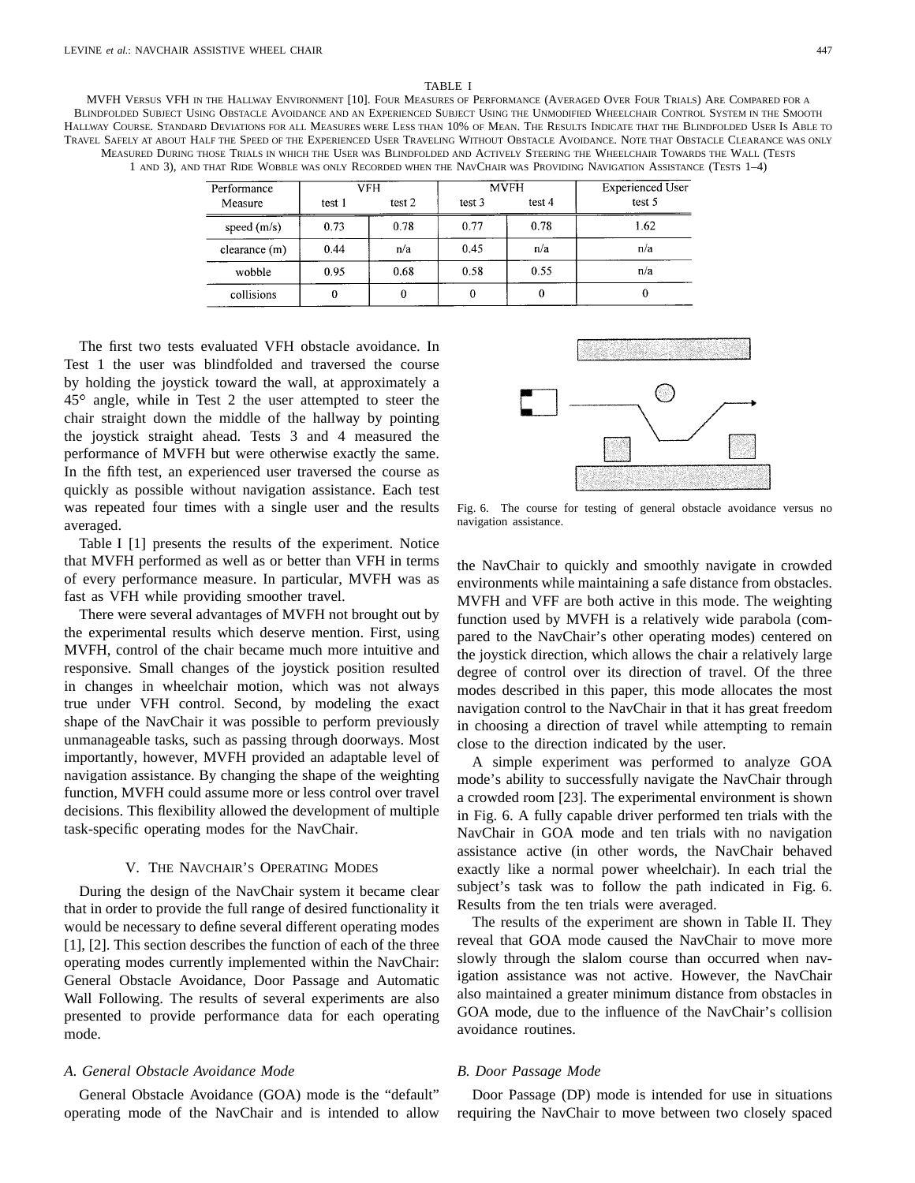TABLE I

MVFH Versus VFH in the Hallway Environment [10]. Four Measures of Performance (Averaged Over Four Trials) Are Compared for a Blindfolded Subject Using Obstacle Avoidance and an Experienced Subject Using the Unmodified Wheelchair Control System in the Smooth Hallway Course. Standard Deviations for all Measures were Less than 10% of Mean. The Results Indicate that the Blindfolded User Is Able to Travel Safely at about Half the Speed of the Experienced User Traveling Without Obstacle Avoidance. Note that Obstacle Clearance was only Measured During those Trials in which the User was Blindfolded and Actively Steering the Wheelchair Towards the Wall (Tests 1 and 3), and that Ride Wobble was only Recorded when the NavChair was Providing Navigation Assistance (Tests 1–4)

| Performance Measure | VFH | | MVFH | | Experienced User |
|---|---|---|---|---|---|
| | test 1 | test 2 | test 3 | test 4 | test 5 |
| speed (m/s) | 0.73 | 0.78 | 0.77 | 0.78 | 1.62 |
| clearance (m) | 0.44 | n/a | 0.45 | n/a | n/a |
| wobble | 0.95 | 0.68 | 0.58 | 0.55 | n/a |
| collisions | 0 | 0 | 0 | 0 | 0 |

The first two tests evaluated VFH obstacle avoidance. In Test 1 the user was blindfolded and traversed the course by holding the joystick toward the wall, at approximately a 45° angle, while in Test 2 the user attempted to steer the chair straight down the middle of the hallway by pointing the joystick straight ahead. Tests 3 and 4 measured the performance of MVFH but were otherwise exactly the same. In the fifth test, an experienced user traversed the course as quickly as possible without navigation assistance. Each test was repeated four times with a single user and the results averaged.

Table I [1] presents the results of the experiment. Notice that MVFH performed as well as or better than VFH in terms of every performance measure. In particular, MVFH was as fast as VFH while providing smoother travel.

There were several advantages of MVFH not brought out by the experimental results which deserve mention. First, using MVFH, control of the chair became much more intuitive and responsive. Small changes of the joystick position resulted in changes in wheelchair motion, which was not always true under VFH control. Second, by modeling the exact shape of the NavChair it was possible to perform previously unmanageable tasks, such as passing through doorways. Most importantly, however, MVFH provided an adaptable level of navigation assistance. By changing the shape of the weighting function, MVFH could assume more or less control over travel decisions. This flexibility allowed the development of multiple task-specific operating modes for the NavChair.

## V. The NavChair's Operating Modes

During the design of the NavChair system it became clear that in order to provide the full range of desired functionality it would be necessary to define several different operating modes [1], [2]. This section describes the function of each of the three operating modes currently implemented within the NavChair: General Obstacle Avoidance, Door Passage and Automatic Wall Following. The results of several experiments are also presented to provide performance data for each operating mode.

### A. General Obstacle Avoidance Mode

General Obstacle Avoidance (GOA) mode is the "default" operating mode of the NavChair and is intended to allow the NavChair to quickly and smoothly navigate in crowded environments while maintaining a safe distance from obstacles. MVFH and VFF are both active in this mode. The weighting function used by MVFH is a relatively wide parabola (compared to the NavChair's other operating modes) centered on the joystick direction, which allows the chair a relatively large degree of control over its direction of travel. Of the three modes described in this paper, this mode allocates the most navigation control to the NavChair in that it has great freedom in choosing a direction of travel while attempting to remain close to the direction indicated by the user.

Fig. 6. The course for testing of general obstacle avoidance versus no navigation assistance.

A simple experiment was performed to analyze GOA mode's ability to successfully navigate the NavChair through a crowded room [23]. The experimental environment is shown in Fig. 6. A fully capable driver performed ten trials with the NavChair in GOA mode and ten trials with no navigation assistance active (in other words, the NavChair behaved exactly like a normal power wheelchair). In each trial the subject's task was to follow the path indicated in Fig. 6. Results from the ten trials were averaged.

The results of the experiment are shown in Table II. They reveal that GOA mode caused the NavChair to move more slowly through the slalom course than occurred when navigation assistance was not active. However, the NavChair also maintained a greater minimum distance from obstacles in GOA mode, due to the influence of the NavChair's collision avoidance routines.

### B. Door Passage Mode

Door Passage (DP) mode is intended for use in situations requiring the NavChair to move between two closely spaced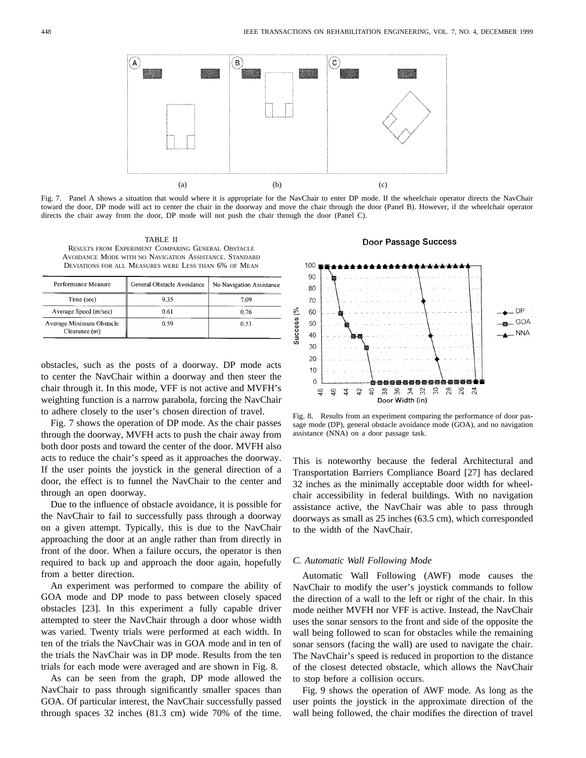(a) (b) (c)

Fig. 7. Panel A shows a situation that would where it is appropriate for the NavChair to enter DP mode. If the wheelchair operator directs the NavChair toward the door, DP mode will act to center the chair in the doorway and move the chair through the door (Panel B). However, if the wheelchair operator directs the chair away from the door, DP mode will not push the chair through the door (Panel C).

TABLE II
RESULTS FROM EXPERIMENT COMPARING GENERAL OBSTACLE AVOIDANCE MODE WITH NO NAVIGATION ASSISTANCE. STANDARD DEVIATIONS FOR ALL MEASURES WERE LESS THAN 6% OF MEAN

| Performance Measure | General Obstacle Avoidance | No Navigation Assistance |
|---|---|---|
| Time (sec) | 9.35 | 7.09 |
| Average Speed (m/sec) | 0.61 | 0.76 |
| Average Minimum Obstacle Clearance (m) | 0.59 | 0.53 |

obstacles, such as the posts of a doorway. DP mode acts to center the NavChair within a doorway and then steer the chair through it. In this mode, VFF is not active and MVFH's weighting function is a narrow parabola, forcing the NavChair to adhere closely to the user's chosen direction of travel.

Fig. 7 shows the operation of DP mode. As the chair passes through the doorway, MVFH acts to push the chair away from both door posts and toward the center of the door. MVFH also acts to reduce the chair's speed as it approaches the doorway. If the user points the joystick in the general direction of a door, the effect is to funnel the NavChair to the center and through an open doorway.

Due to the influence of obstacle avoidance, it is possible for the NavChair to fail to successfully pass through a doorway on a given attempt. Typically, this is due to the NavChair approaching the door at an angle rather than from directly in front of the door. When a failure occurs, the operator is then required to back up and approach the door again, hopefully from a better direction.

An experiment was performed to compare the ability of GOA mode and DP mode to pass between closely spaced obstacles [23]. In this experiment a fully capable driver attempted to steer the NavChair through a door whose width was varied. Twenty trials were performed at each width. In ten of the trials the NavChair was in GOA mode and in ten of the trials the NavChair was in DP mode. Results from the ten trials for each mode were averaged and are shown in Fig. 8.

As can be seen from the graph, DP mode allowed the NavChair to pass through significantly smaller spaces than GOA. Of particular interest, the NavChair successfully passed through spaces 32 inches (81.3 cm) wide 70% of the time.

Door Passage Success

Success (%)
100
90
80
70
60
50
40
30
20
10
0

48 46 44 42 40 38 36 34 32 30 28 26 24

Door Width (in)

DP
GOA
NNA

Fig. 8. Results from an experiment comparing the performance of door passage mode (DP), general obstacle avoidance mode (GOA), and no navigation assistance (NNA) on a door passage task.

This is noteworthy because the federal Architectural and Transportation Barriers Compliance Board [27] has declared 32 inches as the minimally acceptable door width for wheelchair accessibility in federal buildings. With no navigation assistance active, the NavChair was able to pass through doorways as small as 25 inches (63.5 cm), which corresponded to the width of the NavChair.

### C. Automatic Wall Following Mode

Automatic Wall Following (AWF) mode causes the NavChair to modify the user's joystick commands to follow the direction of a wall to the left or right of the chair. In this mode neither MVFH nor VFF is active. Instead, the NavChair uses the sonar sensors to the front and side of the opposite the wall being followed to scan for obstacles while the remaining sonar sensors (facing the wall) are used to navigate the chair. The NavChair's speed is reduced in proportion to the distance of the closest detected obstacle, which allows the NavChair to stop before a collision occurs.

Fig. 9 shows the operation of AWF mode. As long as the user points the joystick in the approximate direction of the wall being followed, the chair modifies the direction of travel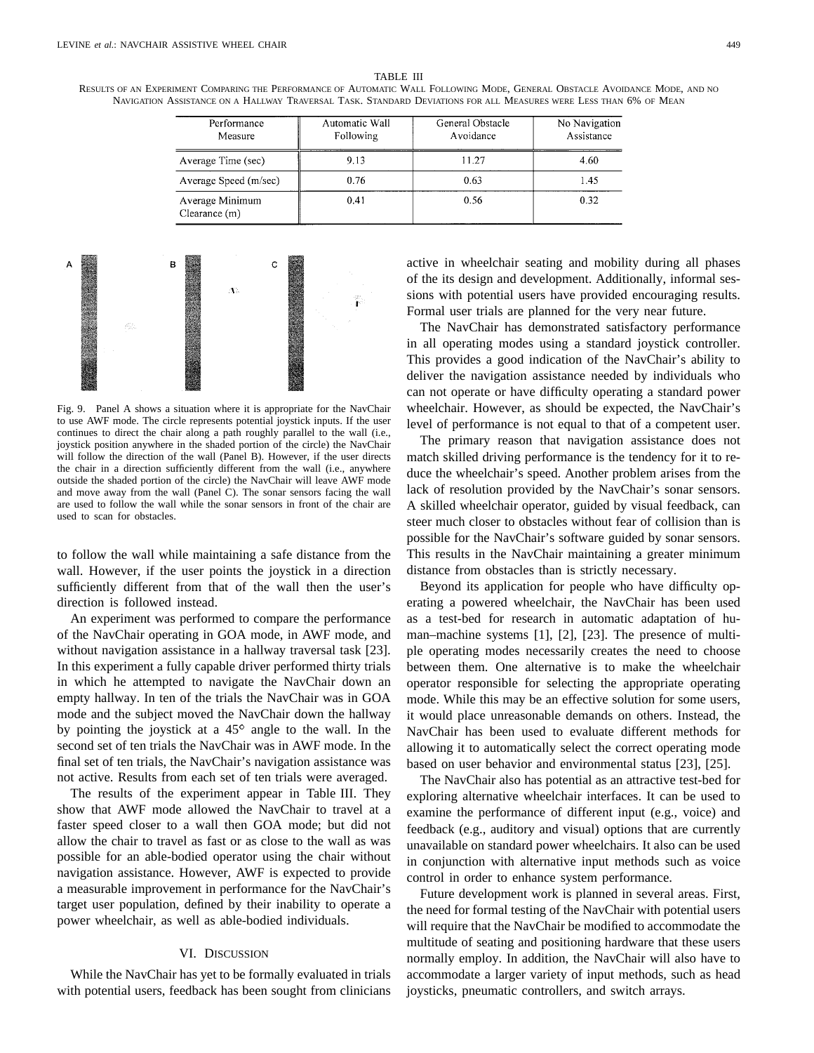TABLE III

RESULTS OF AN EXPERIMENT COMPARING THE PERFORMANCE OF AUTOMATIC WALL FOLLOWING MODE, GENERAL OBSTACLE AVOIDANCE MODE, AND NO NAVIGATION ASSISTANCE ON A HALLWAY TRAVERSAL TASK. STANDARD DEVIATIONS FOR ALL MEASURES WERE LESS THAN 6% OF MEAN

| Performance Measure | Automatic Wall Following | General Obstacle Avoidance | No Navigation Assistance |
|---|---|---|---|
| Average Time (sec) | 9.13 | 11.27 | 4.60 |
| Average Speed (m/sec) | 0.76 | 0.63 | 1.45 |
| Average Minimum Clearance (m) | 0.41 | 0.56 | 0.32 |

Fig. 9. Panel A shows a situation where it is appropriate for the NavChair to use AWF mode. The circle represents potential joystick inputs. If the user continues to direct the chair along a path roughly parallel to the wall (i.e., joystick position anywhere in the shaded portion of the circle) the NavChair will follow the direction of the wall (Panel B). However, if the user directs the chair in a direction sufficiently different from the wall (i.e., anywhere outside the shaded portion of the circle) the NavChair will leave AWF mode and move away from the wall (Panel C). The sonar sensors facing the wall are used to follow the wall while the sonar sensors in front of the chair are used to scan for obstacles.

to follow the wall while maintaining a safe distance from the wall. However, if the user points the joystick in a direction sufficiently different from that of the wall then the user's direction is followed instead.

An experiment was performed to compare the performance of the NavChair operating in GOA mode, in AWF mode, and without navigation assistance in a hallway traversal task [23]. In this experiment a fully capable driver performed thirty trials in which he attempted to navigate the NavChair down an empty hallway. In ten of the trials the NavChair was in GOA mode and the subject moved the NavChair down the hallway by pointing the joystick at a 45° angle to the wall. In the second set of ten trials the NavChair was in AWF mode. In the final set of ten trials, the NavChair's navigation assistance was not active. Results from each set of ten trials were averaged.

The results of the experiment appear in Table III. They show that AWF mode allowed the NavChair to travel at a faster speed closer to a wall then GOA mode; but did not allow the chair to travel as fast or as close to the wall as was possible for an able-bodied operator using the chair without navigation assistance. However, AWF is expected to provide a measurable improvement in performance for the NavChair's target user population, defined by their inability to operate a power wheelchair, as well as able-bodied individuals.

## VI. DISCUSSION

While the NavChair has yet to be formally evaluated in trials with potential users, feedback has been sought from clinicians active in wheelchair seating and mobility during all phases of the its design and development. Additionally, informal sessions with potential users have provided encouraging results. Formal user trials are planned for the very near future.

The NavChair has demonstrated satisfactory performance in all operating modes using a standard joystick controller. This provides a good indication of the NavChair's ability to deliver the navigation assistance needed by individuals who can not operate or have difficulty operating a standard power wheelchair. However, as should be expected, the NavChair's level of performance is not equal to that of a competent user.

The primary reason that navigation assistance does not match skilled driving performance is the tendency for it to reduce the wheelchair's speed. Another problem arises from the lack of resolution provided by the NavChair's sonar sensors. A skilled wheelchair operator, guided by visual feedback, can steer much closer to obstacles without fear of collision than is possible for the NavChair's software guided by sonar sensors. This results in the NavChair maintaining a greater minimum distance from obstacles than is strictly necessary.

Beyond its application for people who have difficulty operating a powered wheelchair, the NavChair has been used as a test-bed for research in automatic adaptation of human–machine systems [1], [2], [23]. The presence of multiple operating modes necessarily creates the need to choose between them. One alternative is to make the wheelchair operator responsible for selecting the appropriate operating mode. While this may be an effective solution for some users, it would place unreasonable demands on others. Instead, the NavChair has been used to evaluate different methods for allowing it to automatically select the correct operating mode based on user behavior and environmental status [23], [25].

The NavChair also has potential as an attractive test-bed for exploring alternative wheelchair interfaces. It can be used to examine the performance of different input (e.g., voice) and feedback (e.g., auditory and visual) options that are currently unavailable on standard power wheelchairs. It also can be used in conjunction with alternative input methods such as voice control in order to enhance system performance.

Future development work is planned in several areas. First, the need for formal testing of the NavChair with potential users will require that the NavChair be modified to accommodate the multitude of seating and positioning hardware that these users normally employ. In addition, the NavChair will also have to accommodate a larger variety of input methods, such as head joysticks, pneumatic controllers, and switch arrays.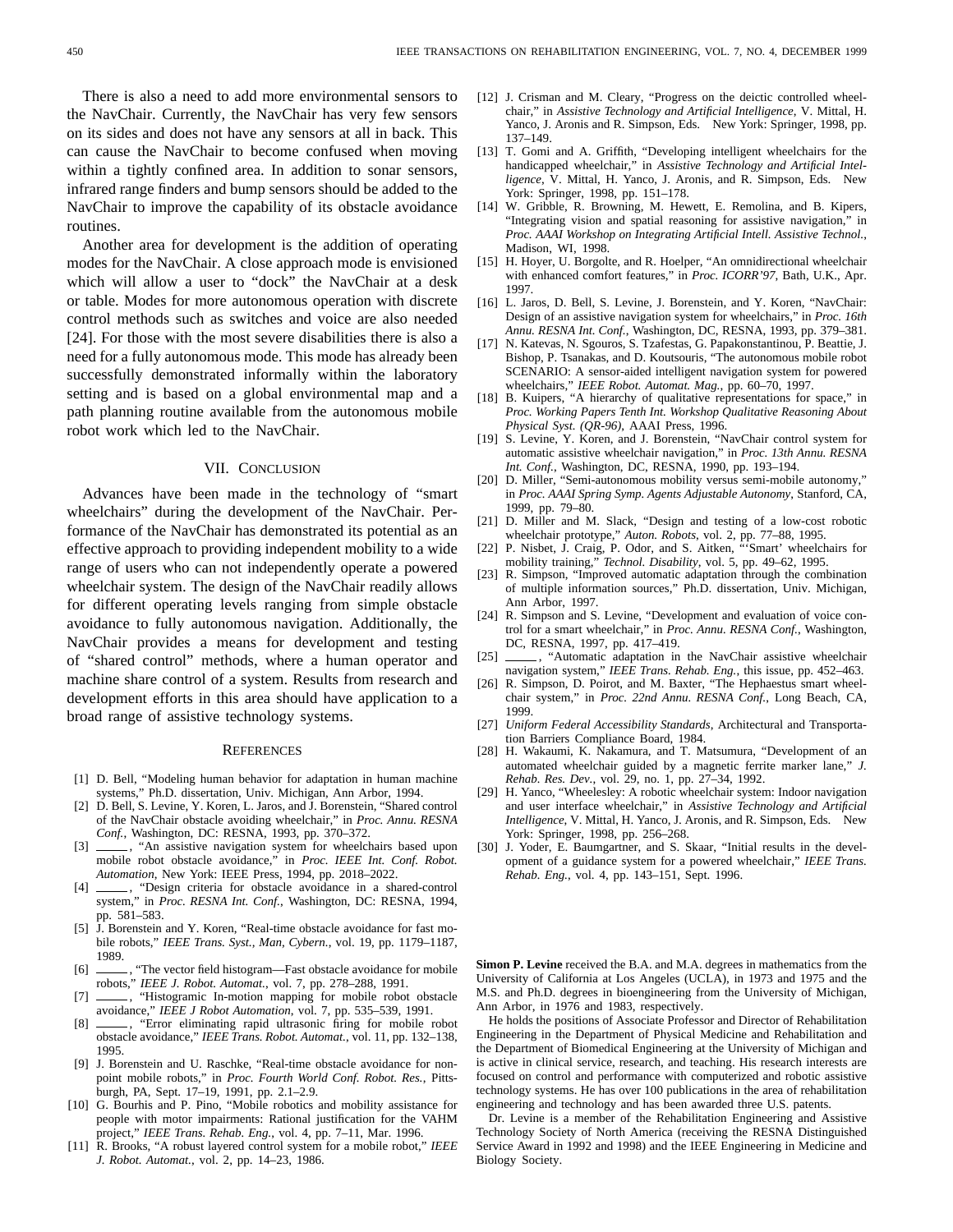There is also a need to add more environmental sensors to the NavChair. Currently, the NavChair has very few sensors on its sides and does not have any sensors at all in back. This can cause the NavChair to become confused when moving within a tightly confined area. In addition to sonar sensors, infrared range finders and bump sensors should be added to the NavChair to improve the capability of its obstacle avoidance routines.

Another area for development is the addition of operating modes for the NavChair. A close approach mode is envisioned which will allow a user to "dock" the NavChair at a desk or table. Modes for more autonomous operation with discrete control methods such as switches and voice are also needed [24]. For those with the most severe disabilities there is also a need for a fully autonomous mode. This mode has already been successfully demonstrated informally within the laboratory setting and is based on a global environmental map and a path planning routine available from the autonomous mobile robot work which led to the NavChair.

## VII. Conclusion

Advances have been made in the technology of "smart wheelchairs" during the development of the NavChair. Performance of the NavChair has demonstrated its potential as an effective approach to providing independent mobility to a wide range of users who can not independently operate a powered wheelchair system. The design of the NavChair readily allows for different operating levels ranging from simple obstacle avoidance to fully autonomous navigation. Additionally, the NavChair provides a means for development and testing of "shared control" methods, where a human operator and machine share control of a system. Results from research and development efforts in this area should have application to a broad range of assistive technology systems.

## References

[1] D. Bell, "Modeling human behavior for adaptation in human machine systems," Ph.D. dissertation, Univ. Michigan, Ann Arbor, 1994.

[2] D. Bell, S. Levine, Y. Koren, L. Jaros, and J. Borenstein, "Shared control of the NavChair obstacle avoiding wheelchair," in *Proc. Annu. RESNA Conf.*, Washington, DC: RESNA, 1993, pp. 370–372.

[3] ——, "An assistive navigation system for wheelchairs based upon mobile robot obstacle avoidance," in *Proc. IEEE Int. Conf. Robot. Automation*, New York: IEEE Press, 1994, pp. 2018–2022.

[4] ——, "Design criteria for obstacle avoidance in a shared-control system," in *Proc. RESNA Int. Conf.*, Washington, DC: RESNA, 1994, pp. 581–583.

[5] J. Borenstein and Y. Koren, "Real-time obstacle avoidance for fast mobile robots," *IEEE Trans. Syst., Man, Cybern.*, vol. 19, pp. 1179–1187, 1989.

[6] ——, "The vector field histogram—Fast obstacle avoidance for mobile robots," *IEEE J. Robot. Automat.*, vol. 7, pp. 278–288, 1991.

[7] ——, "Histogramic In-motion mapping for mobile robot obstacle avoidance," *IEEE J Robot Automation*, vol. 7, pp. 535–539, 1991.

[8] ——, "Error eliminating rapid ultrasonic firing for mobile robot obstacle avoidance," *IEEE Trans. Robot. Automat.*, vol. 11, pp. 132–138, 1995.

[9] J. Borenstein and U. Raschke, "Real-time obstacle avoidance for non-point mobile robots," in *Proc. Fourth World Conf. Robot. Res.*, Pittsburgh, PA, Sept. 17–19, 1991, pp. 2.1–2.9.

[10] G. Bourhis and P. Pino, "Mobile robotics and mobility assistance for people with motor impairments: Rational justification for the VAHM project," *IEEE Trans. Rehab. Eng.*, vol. 4, pp. 7–11, Mar. 1996.

[11] R. Brooks, "A robust layered control system for a mobile robot," *IEEE J. Robot. Automat.*, vol. 2, pp. 14–23, 1986.

[12] J. Crisman and M. Cleary, "Progress on the deictic controlled wheelchair," in *Assistive Technology and Artificial Intelligence*, V. Mittal, H. Yanco, J. Aronis and R. Simpson, Eds. New York: Springer, 1998, pp. 137–149.

[13] T. Gomi and A. Griffith, "Developing intelligent wheelchairs for the handicapped wheelchair," in *Assistive Technology and Artificial Intelligence*, V. Mittal, H. Yanco, J. Aronis, and R. Simpson, Eds. New York: Springer, 1998, pp. 151–178.

[14] W. Gribble, R. Browning, M. Hewett, E. Remolina, and B. Kipers, "Integrating vision and spatial reasoning for assistive navigation," in *Proc. AAAI Workshop on Integrating Artificial Intell. Assistive Technol.*, Madison, WI, 1998.

[15] H. Hoyer, U. Borgolte, and R. Hoelper, "An omnidirectional wheelchair with enhanced comfort features," in *Proc. ICORR'97*, Bath, U.K., Apr. 1997.

[16] L. Jaros, D. Bell, S. Levine, J. Borenstein, and Y. Koren, "NavChair: Design of an assistive navigation system for wheelchairs," in *Proc. 16th Annu. RESNA Int. Conf.*, Washington, DC, RESNA, 1993, pp. 379–381.

[17] N. Katevas, N. Sgouros, S. Tzafestas, G. Papakonstantinou, P. Beattie, J. Bishop, P. Tsanakas, and D. Koutsouris, "The autonomous mobile robot SCENARIO: A sensor-aided intelligent navigation system for powered wheelchairs," *IEEE Robot. Automat. Mag.*, pp. 60–70, 1997.

[18] B. Kuipers, "A hierarchy of qualitative representations for space," in *Proc. Working Papers Tenth Int. Workshop Qualitative Reasoning About Physical Syst. (QR-96)*, AAAI Press, 1996.

[19] S. Levine, Y. Koren, and J. Borenstein, "NavChair control system for automatic assistive wheelchair navigation," in *Proc. 13th Annu. RESNA Int. Conf.*, Washington, DC, RESNA, 1990, pp. 193–194.

[20] D. Miller, "Semi-autonomous mobility versus semi-mobile autonomy," in *Proc. AAAI Spring Symp. Agents Adjustable Autonomy*, Stanford, CA, 1999, pp. 79–80.

[21] D. Miller and M. Slack, "Design and testing of a low-cost robotic wheelchair prototype," *Auton. Robots*, vol. 2, pp. 77–88, 1995.

[22] P. Nisbet, J. Craig, P. Odor, and S. Aitken, "'Smart' wheelchairs for mobility training," *Technol. Disability*, vol. 5, pp. 49–62, 1995.

[23] R. Simpson, "Improved automatic adaptation through the combination of multiple information sources," Ph.D. dissertation, Univ. Michigan, Ann Arbor, 1997.

[24] R. Simpson and S. Levine, "Development and evaluation of voice control for a smart wheelchair," in *Proc. Annu. RESNA Conf.*, Washington, DC, RESNA, 1997, pp. 417–419.

[25] ——, "Automatic adaptation in the NavChair assistive wheelchair navigation system," *IEEE Trans. Rehab. Eng.*, this issue, pp. 452–463.

[26] R. Simpson, D. Poirot, and M. Baxter, "The Hephaestus smart wheelchair system," in *Proc. 22nd Annu. RESNA Conf.*, Long Beach, CA, 1999.

[27] *Uniform Federal Accessibility Standards*, Architectural and Transportation Barriers Compliance Board, 1984.

[28] H. Wakaumi, K. Nakamura, and T. Matsumura, "Development of an automated wheelchair guided by a magnetic ferrite marker lane," *J. Rehab. Res. Dev.*, vol. 29, no. 1, pp. 27–34, 1992.

[29] H. Yanco, "Wheelesley: A robotic wheelchair system: Indoor navigation and user interface wheelchair," in *Assistive Technology and Artificial Intelligence*, V. Mittal, H. Yanco, J. Aronis, and R. Simpson, Eds. New York: Springer, 1998, pp. 256–268.

[30] J. Yoder, E. Baumgartner, and S. Skaar, "Initial results in the development of a guidance system for a powered wheelchair," *IEEE Trans. Rehab. Eng.*, vol. 4, pp. 143–151, Sept. 1996.

**Simon P. Levine** received the B.A. and M.A. degrees in mathematics from the University of California at Los Angeles (UCLA), in 1973 and 1975 and the M.S. and Ph.D. degrees in bioengineering from the University of Michigan, Ann Arbor, in 1976 and 1983, respectively.

He holds the positions of Associate Professor and Director of Rehabilitation Engineering in the Department of Physical Medicine and Rehabilitation and the Department of Biomedical Engineering at the University of Michigan and is active in clinical service, research, and teaching. His research interests are focused on control and performance with computerized and robotic assistive technology systems. He has over 100 publications in the area of rehabilitation engineering and technology and has been awarded three U.S. patents.

Dr. Levine is a member of the Rehabilitation Engineering and Assistive Technology Society of North America (receiving the RESNA Distinguished Service Award in 1992 and 1998) and the IEEE Engineering in Medicine and Biology Society.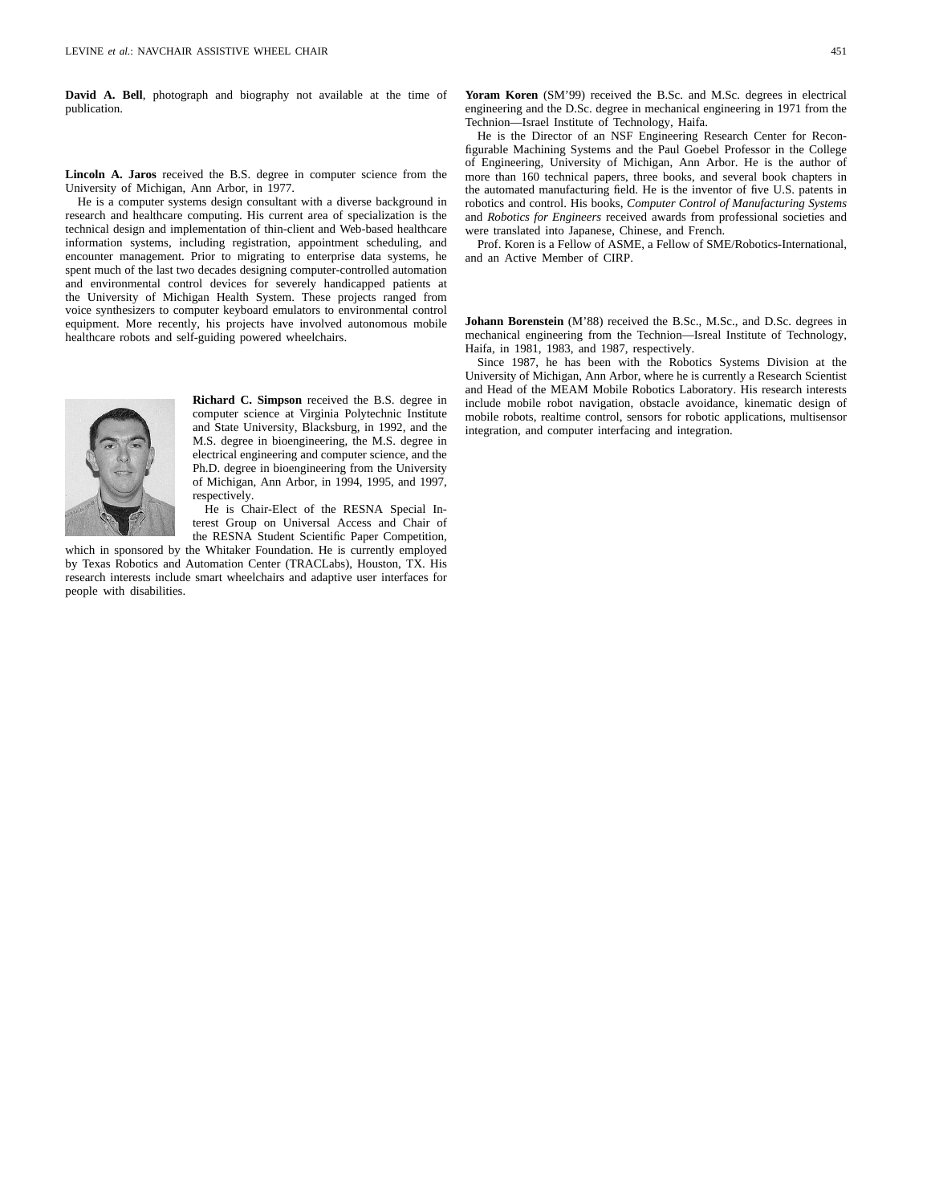**David A. Bell**, photograph and biography not available at the time of publication.

**Lincoln A. Jaros** received the B.S. degree in computer science from the University of Michigan, Ann Arbor, in 1977.

He is a computer systems design consultant with a diverse background in research and healthcare computing. His current area of specialization is the technical design and implementation of thin-client and Web-based healthcare information systems, including registration, appointment scheduling, and encounter management. Prior to migrating to enterprise data systems, he spent much of the last two decades designing computer-controlled automation and environmental control devices for severely handicapped patients at the University of Michigan Health System. These projects ranged from voice synthesizers to computer keyboard emulators to environmental control equipment. More recently, his projects have involved autonomous mobile healthcare robots and self-guiding powered wheelchairs.

**Richard C. Simpson** received the B.S. degree in computer science at Virginia Polytechnic Institute and State University, Blacksburg, in 1992, and the M.S. degree in bioengineering, the M.S. degree in electrical engineering and computer science, and the Ph.D. degree in bioengineering from the University of Michigan, Ann Arbor, in 1994, 1995, and 1997, respectively.

He is Chair-Elect of the RESNA Special Interest Group on Universal Access and Chair of the RESNA Student Scientific Paper Competition, which in sponsored by the Whitaker Foundation. He is currently employed by Texas Robotics and Automation Center (TRACLabs), Houston, TX. His research interests include smart wheelchairs and adaptive user interfaces for people with disabilities.

**Yoram Koren** (SM'99) received the B.Sc. and M.Sc. degrees in electrical engineering and the D.Sc. degree in mechanical engineering in 1971 from the Technion—Israel Institute of Technology, Haifa.

He is the Director of an NSF Engineering Research Center for Reconfigurable Machining Systems and the Paul Goebel Professor in the College of Engineering, University of Michigan, Ann Arbor. He is the author of more than 160 technical papers, three books, and several book chapters in the automated manufacturing field. He is the inventor of five U.S. patents in robotics and control. His books, *Computer Control of Manufacturing Systems* and *Robotics for Engineers* received awards from professional societies and were translated into Japanese, Chinese, and French.

Prof. Koren is a Fellow of ASME, a Fellow of SME/Robotics-International, and an Active Member of CIRP.

**Johann Borenstein** (M'88) received the B.Sc., M.Sc., and D.Sc. degrees in mechanical engineering from the Technion—Isreal Institute of Technology, Haifa, in 1981, 1983, and 1987, respectively.

Since 1987, he has been with the Robotics Systems Division at the University of Michigan, Ann Arbor, where he is currently a Research Scientist and Head of the MEAM Mobile Robotics Laboratory. His research interests include mobile robot navigation, obstacle avoidance, kinematic design of mobile robots, realtime control, sensors for robotic applications, multisensor integration, and computer interfacing and integration.